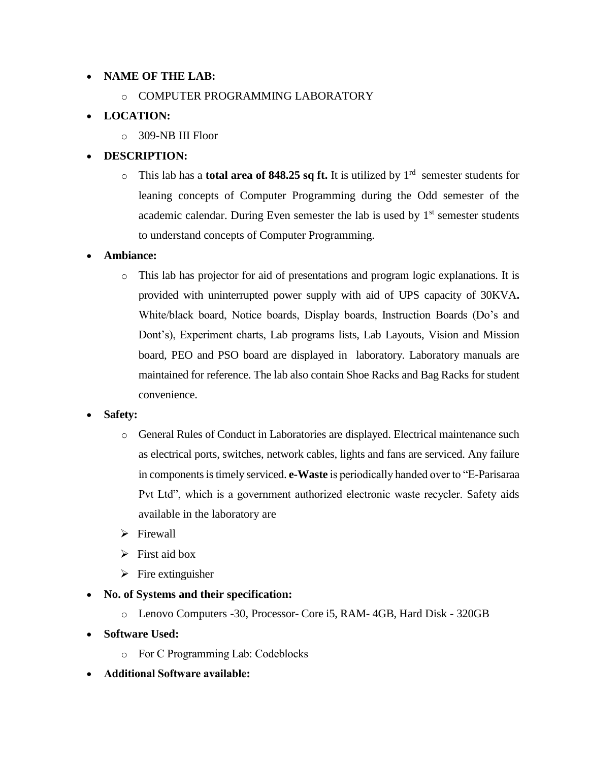- **NAME OF THE LAB:**
    - COMPUTER PROGRAMMING LABORATORY
- **LOCATION:**
    - 309-NB III Floor
- **DESCRIPTION:**
    - This lab has a **total area of 848.25 sq ft.** It is utilized by 1rd semester students for leaning concepts of Computer Programming during the Odd semester of the academic calendar. During Even semester the lab is used by 1st semester students to understand concepts of Computer Programming.
- **Ambiance:**
    - This lab has projector for aid of presentations and program logic explanations. It is provided with uninterrupted power supply with aid of UPS capacity of 30KVA**.** White/black board, Notice boards, Display boards, Instruction Boards (Do's and Dont's), Experiment charts, Lab programs lists, Lab Layouts, Vision and Mission board, PEO and PSO board are displayed in laboratory. Laboratory manuals are maintained for reference. The lab also contain Shoe Racks and Bag Racks for student convenience.
- **Safety:**
    - General Rules of Conduct in Laboratories are displayed. Electrical maintenance such as electrical ports, switches, network cables, lights and fans are serviced. Any failure in components is timely serviced. **e-Waste** is periodically handed over to "E-Parisaraa Pvt Ltd", which is a government authorized electronic waste recycler. Safety aids available in the laboratory are
    - Firewall
    - First aid box
    - Fire extinguisher
- **No. of Systems and their specification:**
    - Lenovo Computers -30, Processor- Core i5, RAM- 4GB, Hard Disk - 320GB
- **Software Used:**
    - For C Programming Lab: Codeblocks
- **Additional Software available:**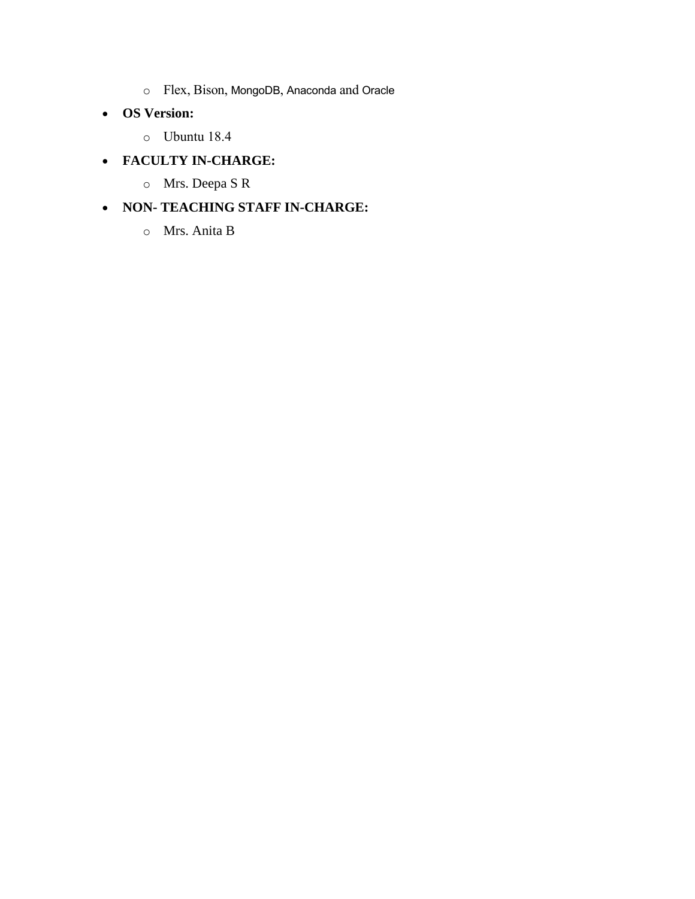- Flex, Bison, MongoDB, Anaconda and Oracle
- **OS Version:**
  - Ubuntu 18.4
- **FACULTY IN-CHARGE:**
  - Mrs. Deepa S R
- **NON- TEACHING STAFF IN-CHARGE:**
  - Mrs. Anita B